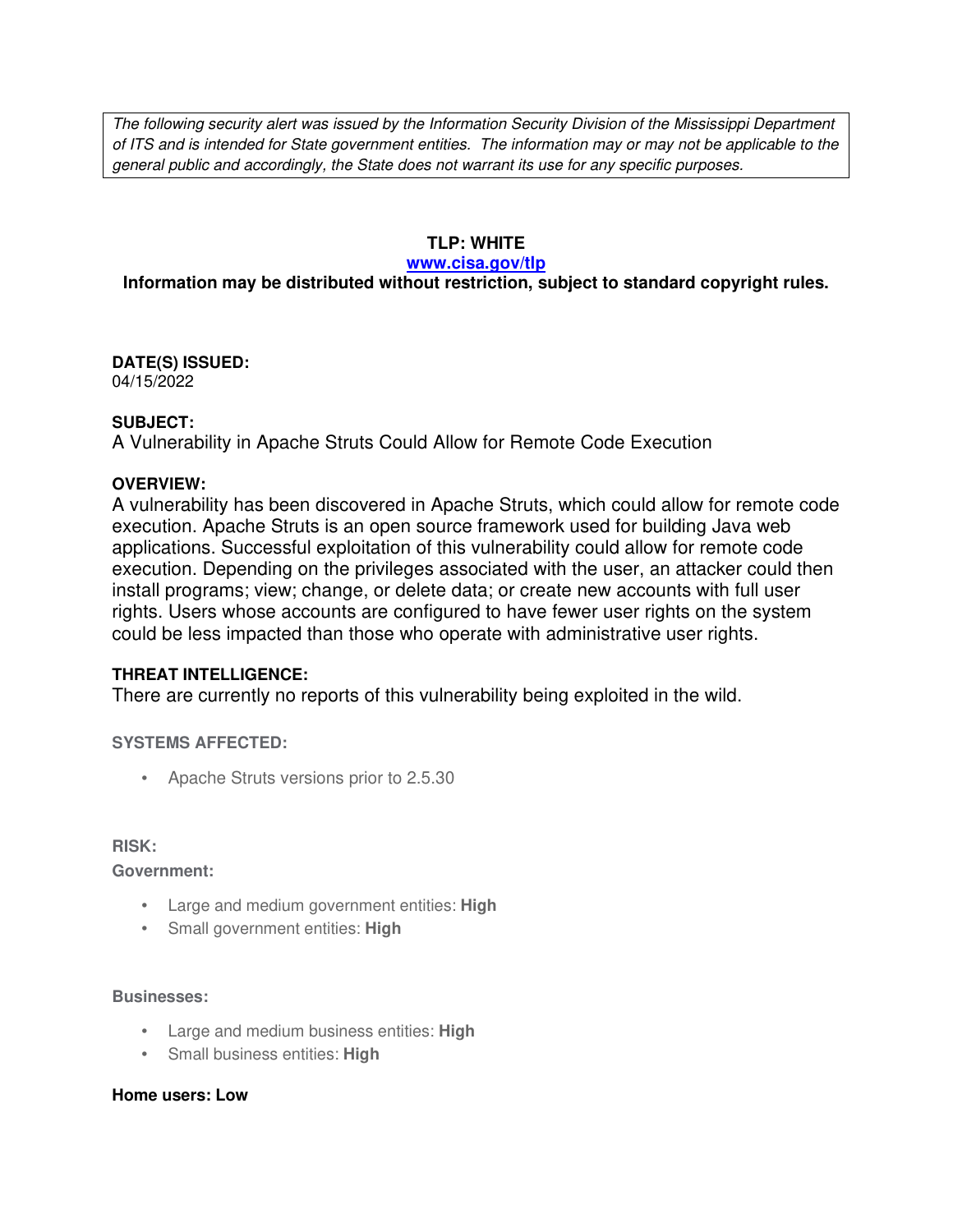*The following security alert was issued by the Information Security Division of the Mississippi Department of ITS and is intended for State government entities. The information may or may not be applicable to the general public and accordingly, the State does not warrant its use for any specific purposes.*

**TLP: WHITE**

**www.cisa.gov/tlp**

**Information may be distributed without restriction, subject to standard copyright rules.**

**DATE(S) ISSUED:**
04/15/2022

**SUBJECT:**
A Vulnerability in Apache Struts Could Allow for Remote Code Execution

**OVERVIEW:**
A vulnerability has been discovered in Apache Struts, which could allow for remote code execution. Apache Struts is an open source framework used for building Java web applications. Successful exploitation of this vulnerability could allow for remote code execution. Depending on the privileges associated with the user, an attacker could then install programs; view; change, or delete data; or create new accounts with full user rights. Users whose accounts are configured to have fewer user rights on the system could be less impacted than those who operate with administrative user rights.

**THREAT INTELLIGENCE:**
There are currently no reports of this vulnerability being exploited in the wild.

**SYSTEMS AFFECTED:**

- Apache Struts versions prior to 2.5.30

**RISK:**

**Government:**

- Large and medium government entities: **High**
- Small government entities: **High**

**Businesses:**

- Large and medium business entities: **High**
- Small business entities: **High**

**Home users: Low**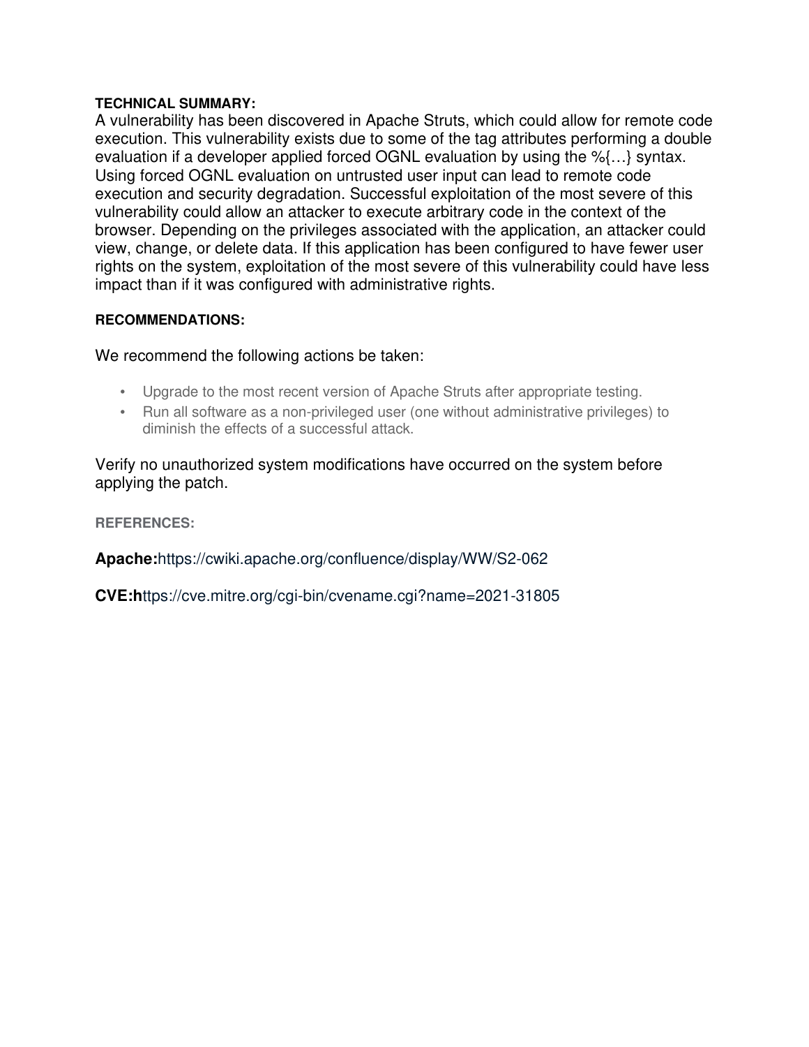**TECHNICAL SUMMARY:**
A vulnerability has been discovered in Apache Struts, which could allow for remote code execution. This vulnerability exists due to some of the tag attributes performing a double evaluation if a developer applied forced OGNL evaluation by using the %{…} syntax. Using forced OGNL evaluation on untrusted user input can lead to remote code execution and security degradation. Successful exploitation of the most severe of this vulnerability could allow an attacker to execute arbitrary code in the context of the browser. Depending on the privileges associated with the application, an attacker could view, change, or delete data. If this application has been configured to have fewer user rights on the system, exploitation of the most severe of this vulnerability could have less impact than if it was configured with administrative rights.

**RECOMMENDATIONS:**

We recommend the following actions be taken:

- Upgrade to the most recent version of Apache Struts after appropriate testing.
- Run all software as a non-privileged user (one without administrative privileges) to diminish the effects of a successful attack.

Verify no unauthorized system modifications have occurred on the system before applying the patch.

**REFERENCES:**

**Apache:**https://cwiki.apache.org/confluence/display/WW/S2-062

**CVE:h**ttps://cve.mitre.org/cgi-bin/cvename.cgi?name=2021-31805